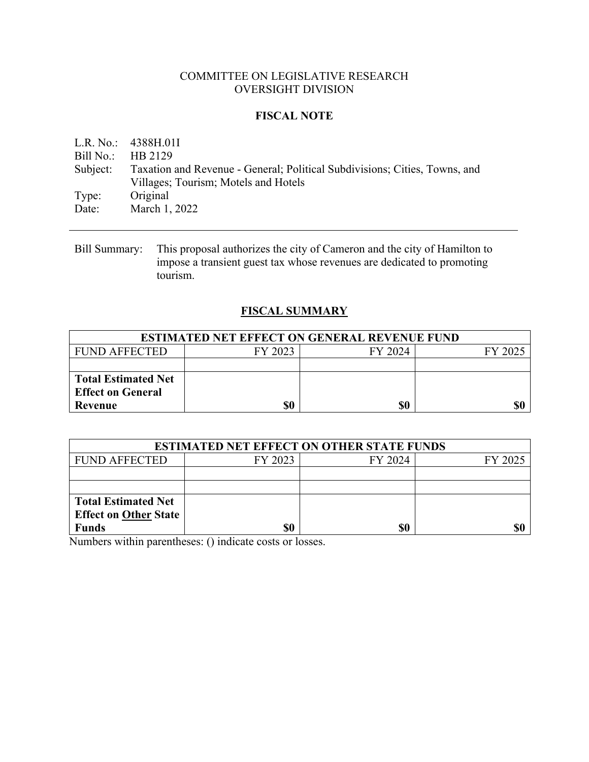COMMITTEE ON LEGISLATIVE RESEARCH
OVERSIGHT DIVISION

## FISCAL NOTE

L.R. No.: 4388H.01I
Bill No.: HB 2129
Subject: Taxation and Revenue - General; Political Subdivisions; Cities, Towns, and Villages; Tourism; Motels and Hotels
Type: Original
Date: March 1, 2022

---

Bill Summary: This proposal authorizes the city of Cameron and the city of Hamilton to impose a transient guest tax whose revenues are dedicated to promoting tourism.

## FISCAL SUMMARY

| ESTIMATED NET EFFECT ON GENERAL REVENUE FUND | | | |
|---|---|---|---|
| FUND AFFECTED | FY 2023 | FY 2024 | FY 2025 |
| | | | |
| **Total Estimated Net Effect on General Revenue** | **$0** | **$0** | **$0** |

| ESTIMATED NET EFFECT ON OTHER STATE FUNDS | | | |
|---|---|---|---|
| FUND AFFECTED | FY 2023 | FY 2024 | FY 2025 |
| | | | |
| | | | |
| **Total Estimated Net Effect on Other State Funds** | **$0** | **$0** | **$0** |

Numbers within parentheses: () indicate costs or losses.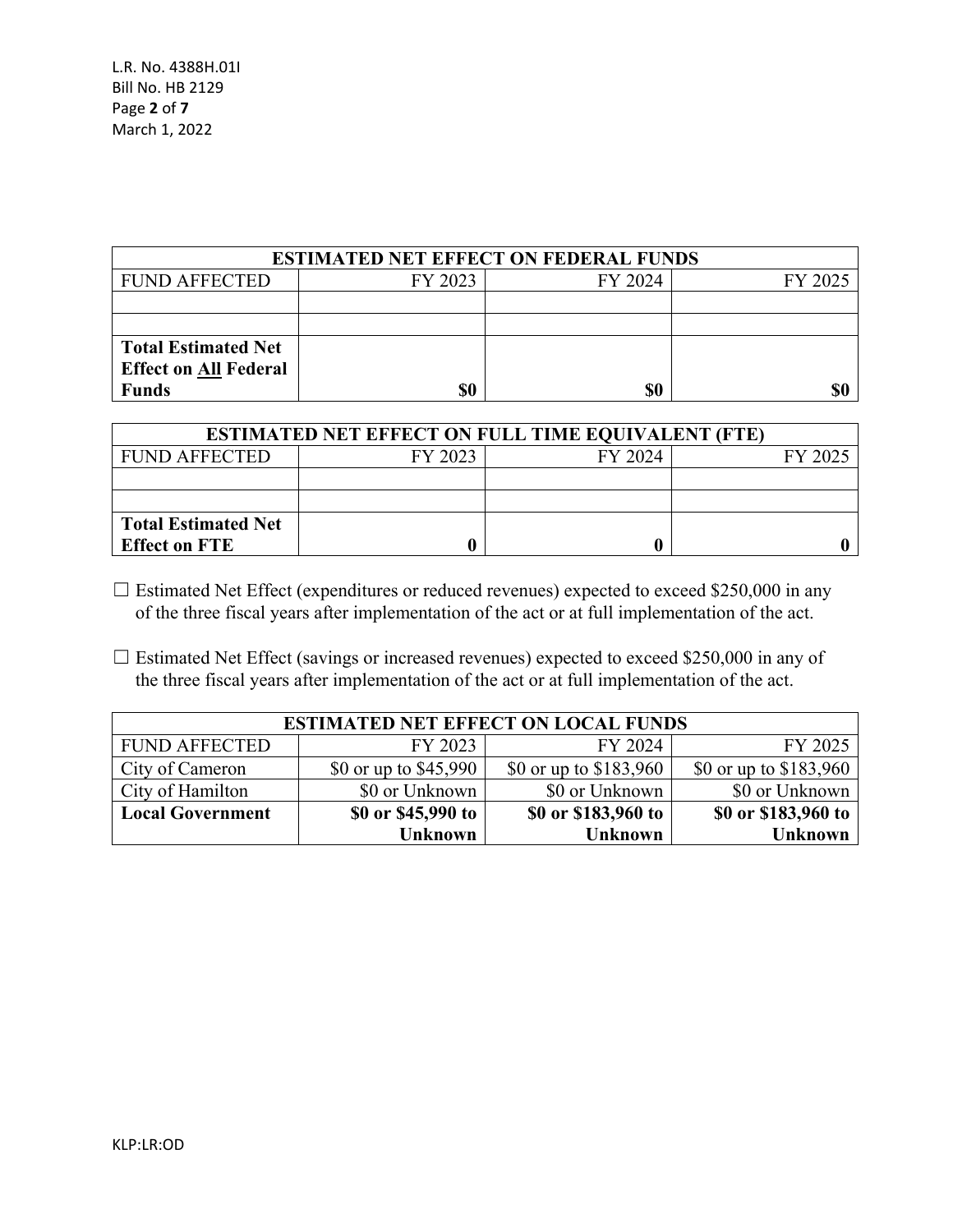| ESTIMATED NET EFFECT ON FEDERAL FUNDS | | | |
|---|---|---|---|
| FUND AFFECTED | FY 2023 | FY 2024 | FY 2025 |
| | | | |
| | | | |
| **Total Estimated Net Effect on All Federal Funds** | **$0** | **$0** | **$0** |

| ESTIMATED NET EFFECT ON FULL TIME EQUIVALENT (FTE) | | | |
|---|---|---|---|
| FUND AFFECTED | FY 2023 | FY 2024 | FY 2025 |
| | | | |
| | | | |
| **Total Estimated Net Effect on FTE** | **0** | **0** | **0** |

☐ Estimated Net Effect (expenditures or reduced revenues) expected to exceed $250,000 in any of the three fiscal years after implementation of the act or at full implementation of the act.

☐ Estimated Net Effect (savings or increased revenues) expected to exceed $250,000 in any of the three fiscal years after implementation of the act or at full implementation of the act.

| ESTIMATED NET EFFECT ON LOCAL FUNDS | | | |
|---|---|---|---|
| FUND AFFECTED | FY 2023 | FY 2024 | FY 2025 |
| City of Cameron | $0 or up to $45,990 | $0 or up to $183,960 | $0 or up to $183,960 |
| City of Hamilton | $0 or Unknown | $0 or Unknown | $0 or Unknown |
| **Local Government** | **$0 or $45,990 to Unknown** | **$0 or $183,960 to Unknown** | **$0 or $183,960 to Unknown** |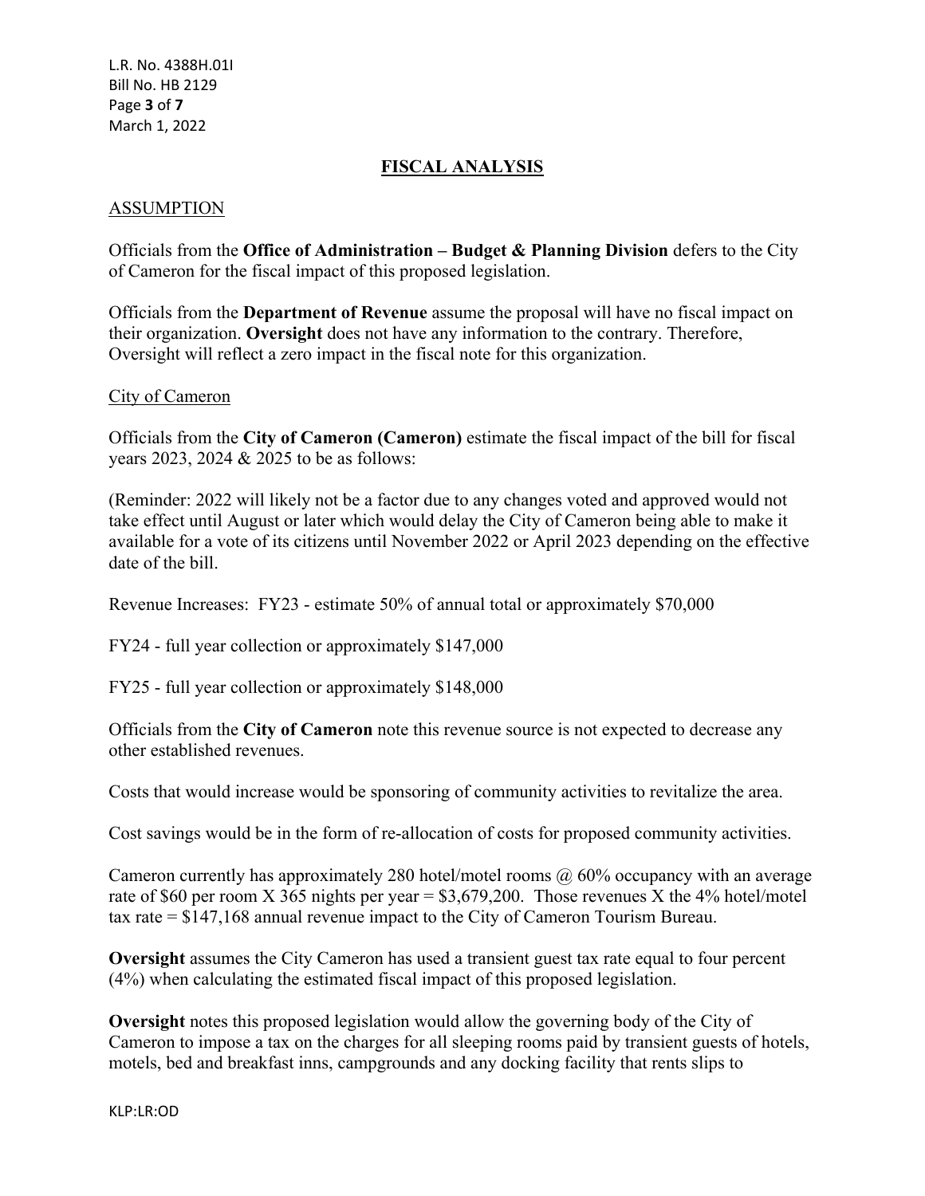## FISCAL ANALYSIS

### ASSUMPTION

Officials from the **Office of Administration – Budget & Planning Division** defers to the City of Cameron for the fiscal impact of this proposed legislation.

Officials from the **Department of Revenue** assume the proposal will have no fiscal impact on their organization. **Oversight** does not have any information to the contrary. Therefore, Oversight will reflect a zero impact in the fiscal note for this organization.

City of Cameron

Officials from the **City of Cameron (Cameron)** estimate the fiscal impact of the bill for fiscal years 2023, 2024 & 2025 to be as follows:

(Reminder: 2022 will likely not be a factor due to any changes voted and approved would not take effect until August or later which would delay the City of Cameron being able to make it available for a vote of its citizens until November 2022 or April 2023 depending on the effective date of the bill.

Revenue Increases: FY23 - estimate 50% of annual total or approximately $70,000

FY24 - full year collection or approximately $147,000

FY25 - full year collection or approximately $148,000

Officials from the **City of Cameron** note this revenue source is not expected to decrease any other established revenues.

Costs that would increase would be sponsoring of community activities to revitalize the area.

Cost savings would be in the form of re-allocation of costs for proposed community activities.

Cameron currently has approximately 280 hotel/motel rooms @ 60% occupancy with an average rate of $60 per room X 365 nights per year = $3,679,200. Those revenues X the 4% hotel/motel tax rate = $147,168 annual revenue impact to the City of Cameron Tourism Bureau.

**Oversight** assumes the City Cameron has used a transient guest tax rate equal to four percent (4%) when calculating the estimated fiscal impact of this proposed legislation.

**Oversight** notes this proposed legislation would allow the governing body of the City of Cameron to impose a tax on the charges for all sleeping rooms paid by transient guests of hotels, motels, bed and breakfast inns, campgrounds and any docking facility that rents slips to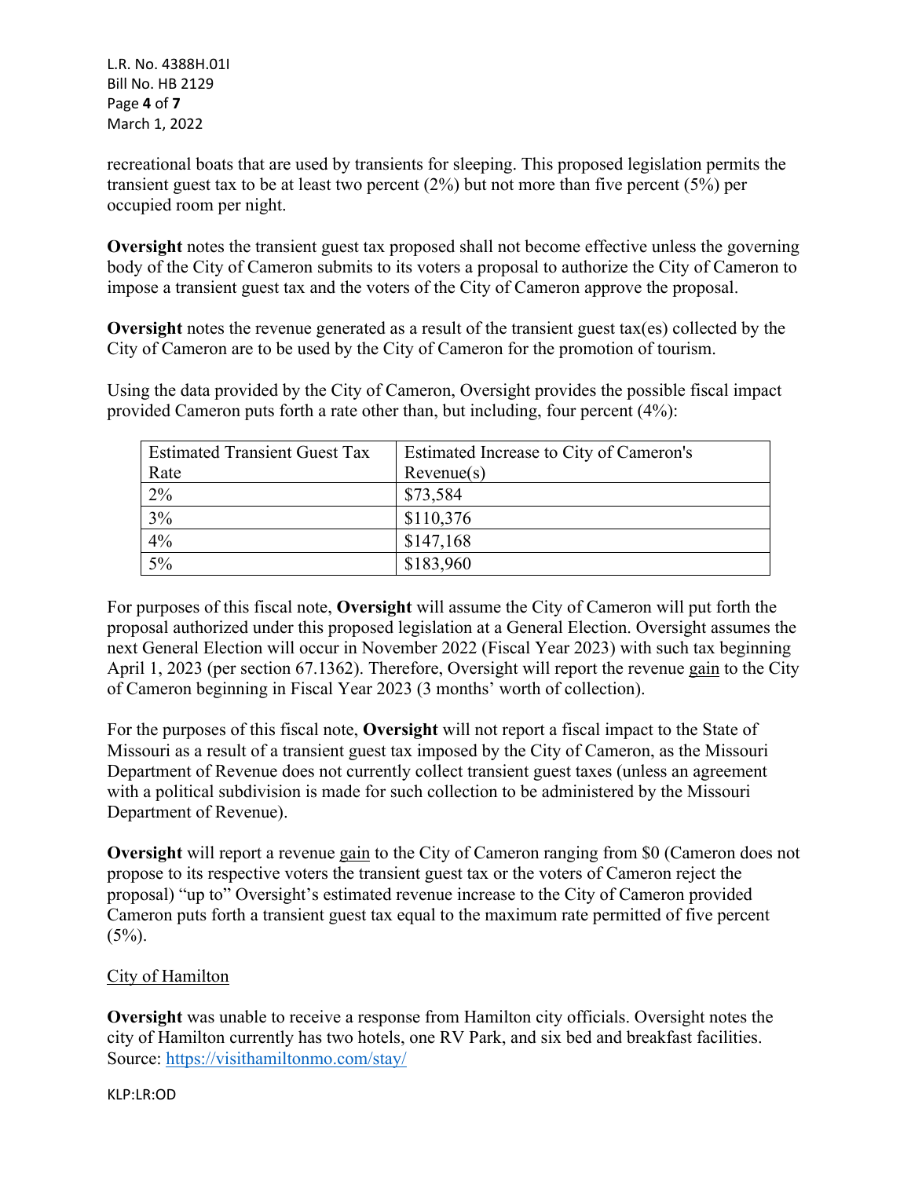recreational boats that are used by transients for sleeping. This proposed legislation permits the transient guest tax to be at least two percent (2%) but not more than five percent (5%) per occupied room per night.

**Oversight** notes the transient guest tax proposed shall not become effective unless the governing body of the City of Cameron submits to its voters a proposal to authorize the City of Cameron to impose a transient guest tax and the voters of the City of Cameron approve the proposal.

**Oversight** notes the revenue generated as a result of the transient guest tax(es) collected by the City of Cameron are to be used by the City of Cameron for the promotion of tourism.

Using the data provided by the City of Cameron, Oversight provides the possible fiscal impact provided Cameron puts forth a rate other than, but including, four percent (4%):

| Estimated Transient Guest Tax Rate | Estimated Increase to City of Cameron's Revenue(s) |
|---|---|
| 2% | $73,584 |
| 3% | $110,376 |
| 4% | $147,168 |
| 5% | $183,960 |

For purposes of this fiscal note, **Oversight** will assume the City of Cameron will put forth the proposal authorized under this proposed legislation at a General Election. Oversight assumes the next General Election will occur in November 2022 (Fiscal Year 2023) with such tax beginning April 1, 2023 (per section 67.1362). Therefore, Oversight will report the revenue gain to the City of Cameron beginning in Fiscal Year 2023 (3 months' worth of collection).

For the purposes of this fiscal note, **Oversight** will not report a fiscal impact to the State of Missouri as a result of a transient guest tax imposed by the City of Cameron, as the Missouri Department of Revenue does not currently collect transient guest taxes (unless an agreement with a political subdivision is made for such collection to be administered by the Missouri Department of Revenue).

**Oversight** will report a revenue gain to the City of Cameron ranging from $0 (Cameron does not propose to its respective voters the transient guest tax or the voters of Cameron reject the proposal) "up to" Oversight's estimated revenue increase to the City of Cameron provided Cameron puts forth a transient guest tax equal to the maximum rate permitted of five percent (5%).

City of Hamilton

**Oversight** was unable to receive a response from Hamilton city officials. Oversight notes the city of Hamilton currently has two hotels, one RV Park, and six bed and breakfast facilities. Source: https://visithamiltonmo.com/stay/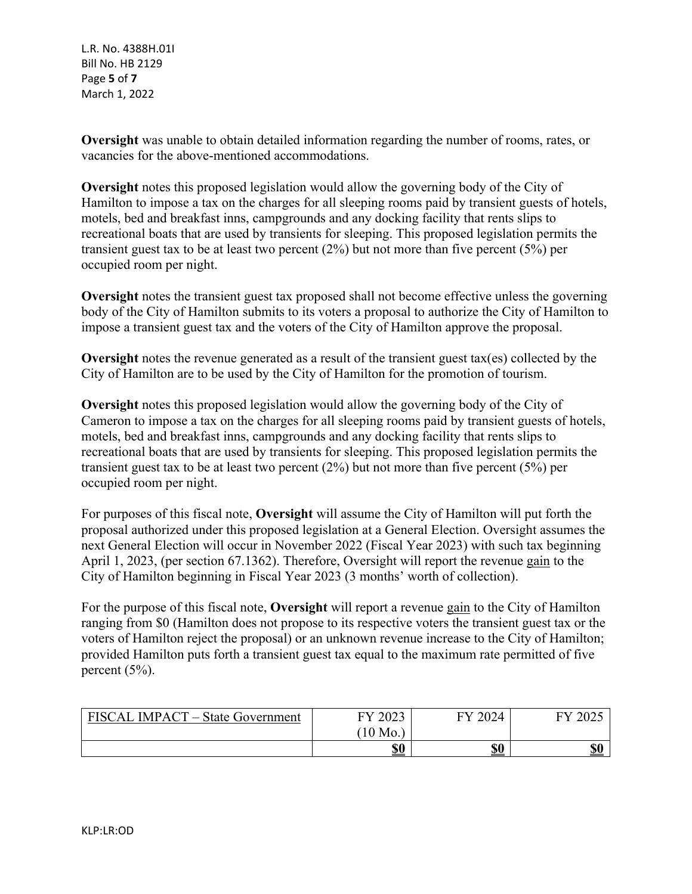**Oversight** was unable to obtain detailed information regarding the number of rooms, rates, or vacancies for the above-mentioned accommodations.

**Oversight** notes this proposed legislation would allow the governing body of the City of Hamilton to impose a tax on the charges for all sleeping rooms paid by transient guests of hotels, motels, bed and breakfast inns, campgrounds and any docking facility that rents slips to recreational boats that are used by transients for sleeping. This proposed legislation permits the transient guest tax to be at least two percent (2%) but not more than five percent (5%) per occupied room per night.

**Oversight** notes the transient guest tax proposed shall not become effective unless the governing body of the City of Hamilton submits to its voters a proposal to authorize the City of Hamilton to impose a transient guest tax and the voters of the City of Hamilton approve the proposal.

**Oversight** notes the revenue generated as a result of the transient guest tax(es) collected by the City of Hamilton are to be used by the City of Hamilton for the promotion of tourism.

**Oversight** notes this proposed legislation would allow the governing body of the City of Cameron to impose a tax on the charges for all sleeping rooms paid by transient guests of hotels, motels, bed and breakfast inns, campgrounds and any docking facility that rents slips to recreational boats that are used by transients for sleeping. This proposed legislation permits the transient guest tax to be at least two percent (2%) but not more than five percent (5%) per occupied room per night.

For purposes of this fiscal note, **Oversight** will assume the City of Hamilton will put forth the proposal authorized under this proposed legislation at a General Election. Oversight assumes the next General Election will occur in November 2022 (Fiscal Year 2023) with such tax beginning April 1, 2023, (per section 67.1362). Therefore, Oversight will report the revenue gain to the City of Hamilton beginning in Fiscal Year 2023 (3 months' worth of collection).

For the purpose of this fiscal note, **Oversight** will report a revenue gain to the City of Hamilton ranging from $0 (Hamilton does not propose to its respective voters the transient guest tax or the voters of Hamilton reject the proposal) or an unknown revenue increase to the City of Hamilton; provided Hamilton puts forth a transient guest tax equal to the maximum rate permitted of five percent (5%).

| FISCAL IMPACT – State Government | FY 2023 (10 Mo.) | FY 2024 | FY 2025 |
|---|---|---|---|
| | **$0** | **$0** | **$0** |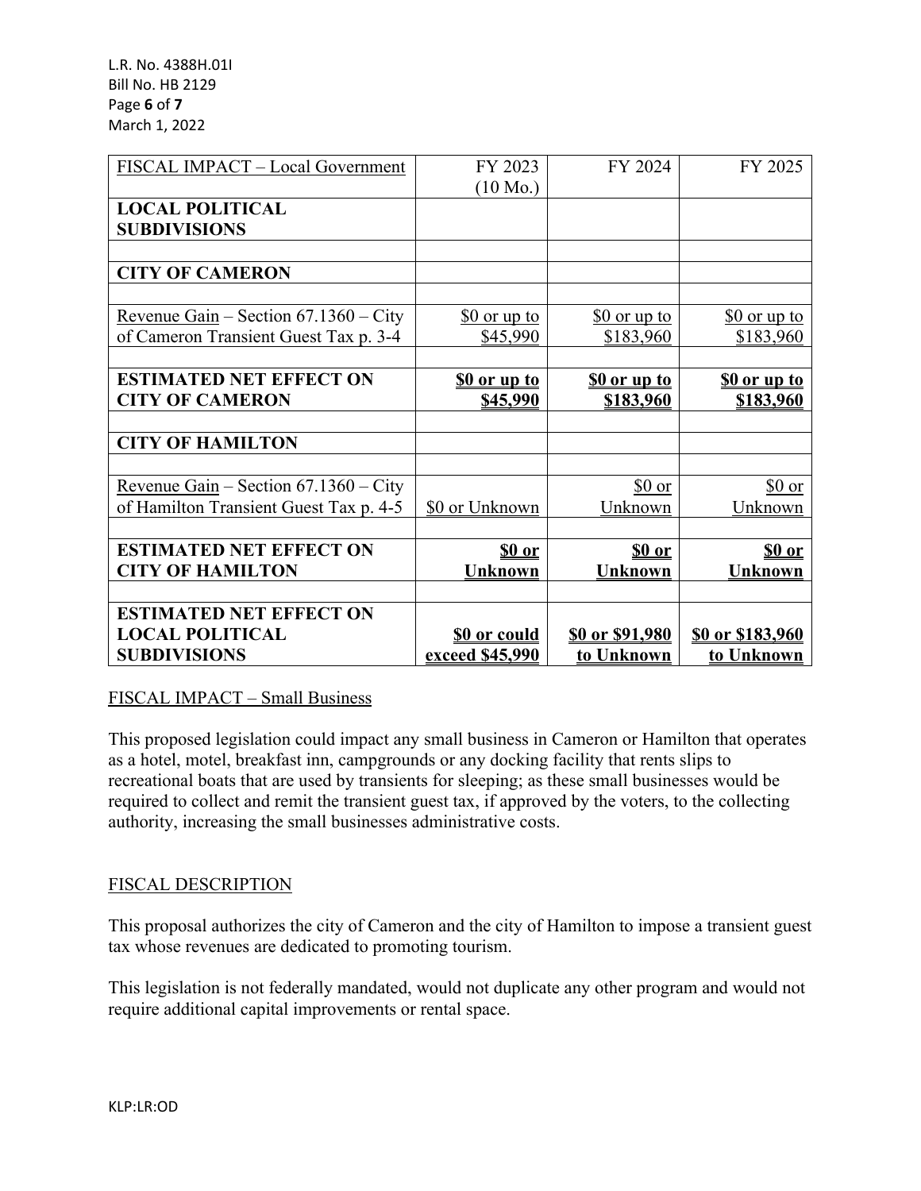| FISCAL IMPACT – Local Government | FY 2023 (10 Mo.) | FY 2024 | FY 2025 |
|---|---|---|---|
| **LOCAL POLITICAL SUBDIVISIONS** | | | |
| | | | |
| **CITY OF CAMERON** | | | |
| | | | |
| Revenue Gain – Section 67.1360 – City of Cameron Transient Guest Tax p. 3-4 | $0 or up to $45,990 | $0 or up to $183,960 | $0 or up to $183,960 |
| | | | |
| **ESTIMATED NET EFFECT ON CITY OF CAMERON** | **$0 or up to $45,990** | **$0 or up to $183,960** | **$0 or up to $183,960** |
| | | | |
| **CITY OF HAMILTON** | | | |
| | | | |
| Revenue Gain – Section 67.1360 – City of Hamilton Transient Guest Tax p. 4-5 | $0 or Unknown | $0 or Unknown | $0 or Unknown |
| | | | |
| **ESTIMATED NET EFFECT ON CITY OF HAMILTON** | **$0 or Unknown** | **$0 or Unknown** | **$0 or Unknown** |
| | | | |
| **ESTIMATED NET EFFECT ON LOCAL POLITICAL SUBDIVISIONS** | **$0 or could exceed $45,990** | **$0 or $91,980 to Unknown** | **$0 or $183,960 to Unknown** |

FISCAL IMPACT – Small Business

This proposed legislation could impact any small business in Cameron or Hamilton that operates as a hotel, motel, breakfast inn, campgrounds or any docking facility that rents slips to recreational boats that are used by transients for sleeping; as these small businesses would be required to collect and remit the transient guest tax, if approved by the voters, to the collecting authority, increasing the small businesses administrative costs.

FISCAL DESCRIPTION

This proposal authorizes the city of Cameron and the city of Hamilton to impose a transient guest tax whose revenues are dedicated to promoting tourism.

This legislation is not federally mandated, would not duplicate any other program and would not require additional capital improvements or rental space.

KLP:LR:OD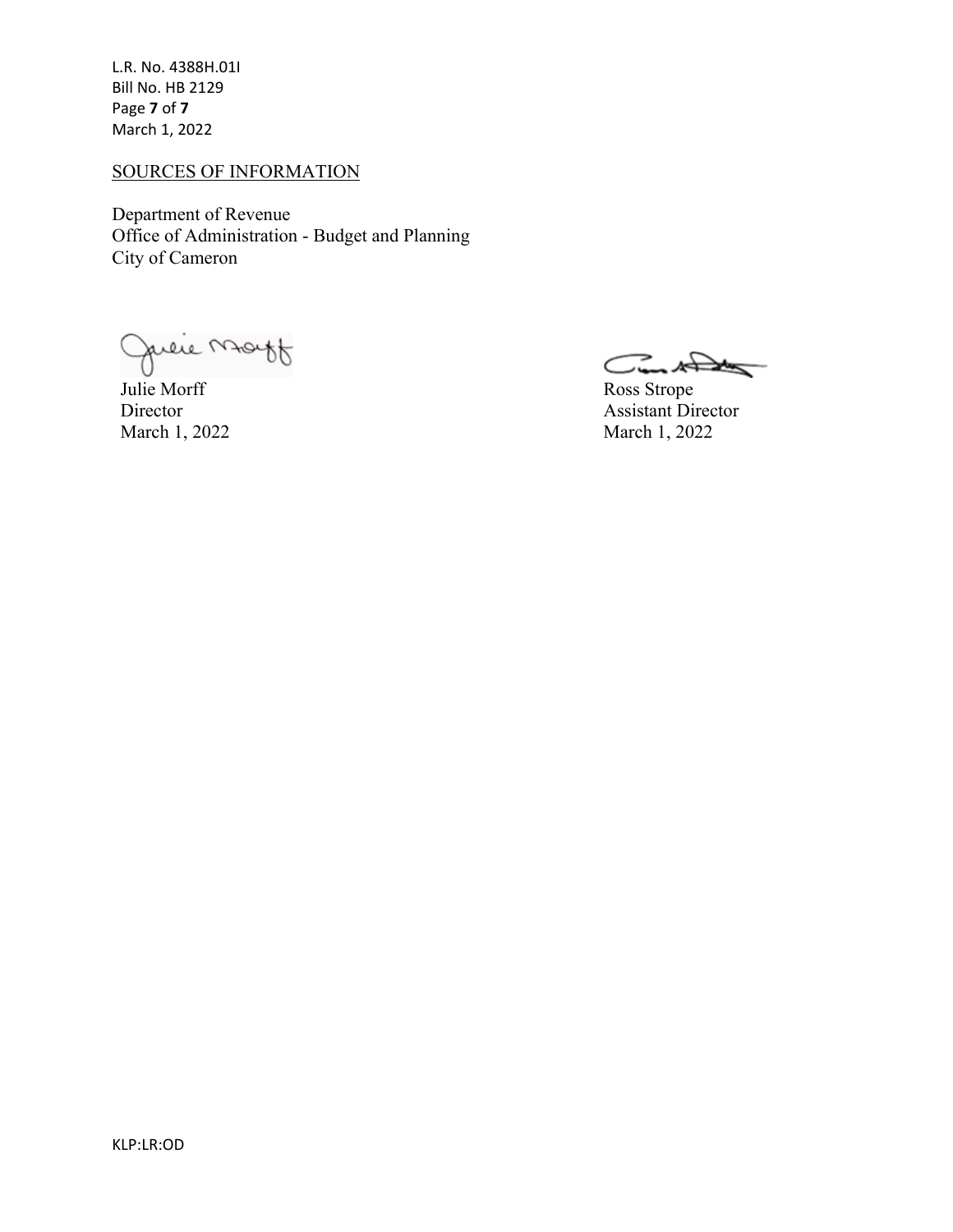SOURCES OF INFORMATION

Department of Revenue
Office of Administration - Budget and Planning
City of Cameron

| | |
|---|---|
| Julie Morff | Ross Strope |
| Director | Assistant Director |
| March 1, 2022 | March 1, 2022 |

KLP:LR:OD